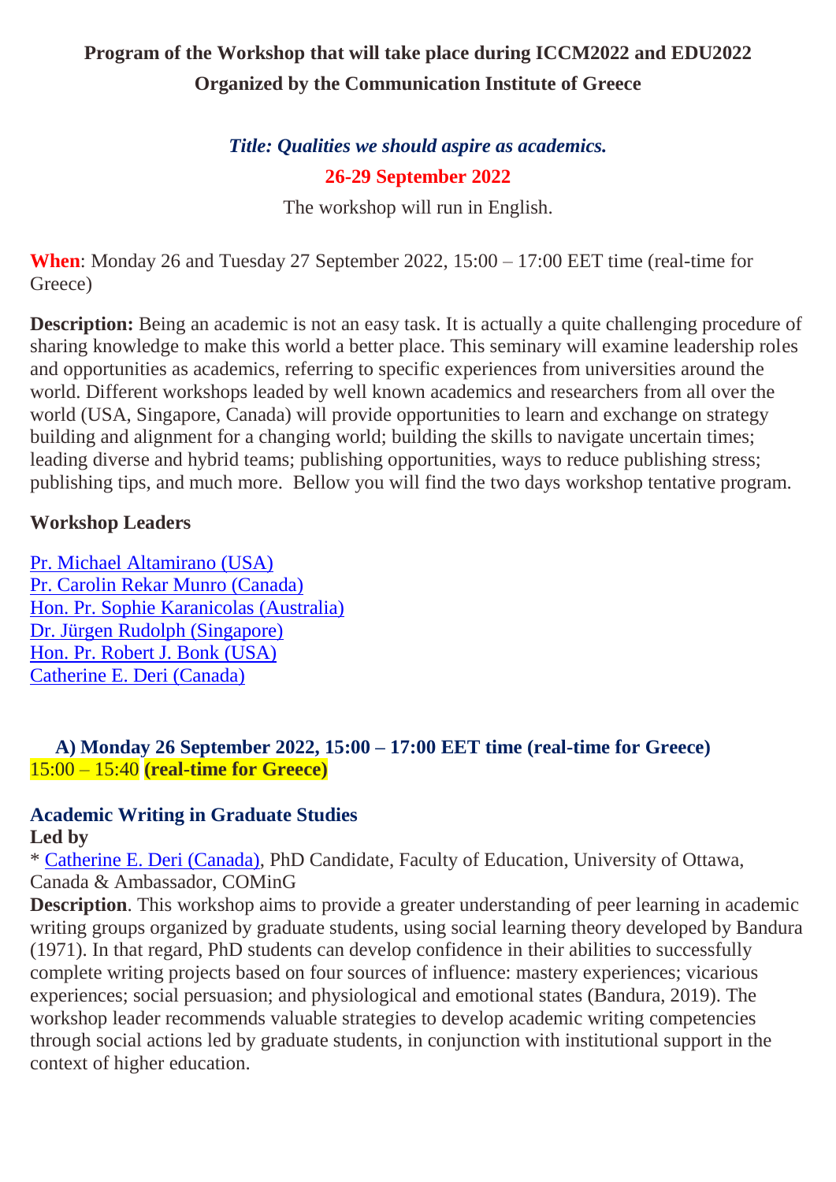# Program of the Workshop that will take place during ICCM2022 and EDU2022
## Organized by the Communication Institute of Greece

***Title: Qualities we should aspire as academics.***

**26-29 September 2022**

The workshop will run in English.

**When**: Monday 26 and Tuesday 27 September 2022, 15:00 – 17:00 EET time (real-time for Greece)

**Description:** Being an academic is not an easy task. It is actually a quite challenging procedure of sharing knowledge to make this world a better place. This seminary will examine leadership roles and opportunities as academics, referring to specific experiences from universities around the world. Different workshops leaded by well known academics and researchers from all over the world (USA, Singapore, Canada) will provide opportunities to learn and exchange on strategy building and alignment for a changing world; building the skills to navigate uncertain times; leading diverse and hybrid teams; publishing opportunities, ways to reduce publishing stress; publishing tips, and much more. Bellow you will find the two days workshop tentative program.

### Workshop Leaders

Pr. Michael Altamirano (USA)
Pr. Carolin Rekar Munro (Canada)
Hon. Pr. Sophie Karanicolas (Australia)
Dr. Jürgen Rudolph (Singapore)
Hon. Pr. Robert J. Bonk (USA)
Catherine E. Deri (Canada)

### A) Monday 26 September 2022, 15:00 – 17:00 EET time (real-time for Greece)

15:00 – 15:40 **(real-time for Greece)**

### Academic Writing in Graduate Studies

**Led by**

* Catherine E. Deri (Canada), PhD Candidate, Faculty of Education, University of Ottawa, Canada & Ambassador, COMinG

**Description**. This workshop aims to provide a greater understanding of peer learning in academic writing groups organized by graduate students, using social learning theory developed by Bandura (1971). In that regard, PhD students can develop confidence in their abilities to successfully complete writing projects based on four sources of influence: mastery experiences; vicarious experiences; social persuasion; and physiological and emotional states (Bandura, 2019). The workshop leader recommends valuable strategies to develop academic writing competencies through social actions led by graduate students, in conjunction with institutional support in the context of higher education.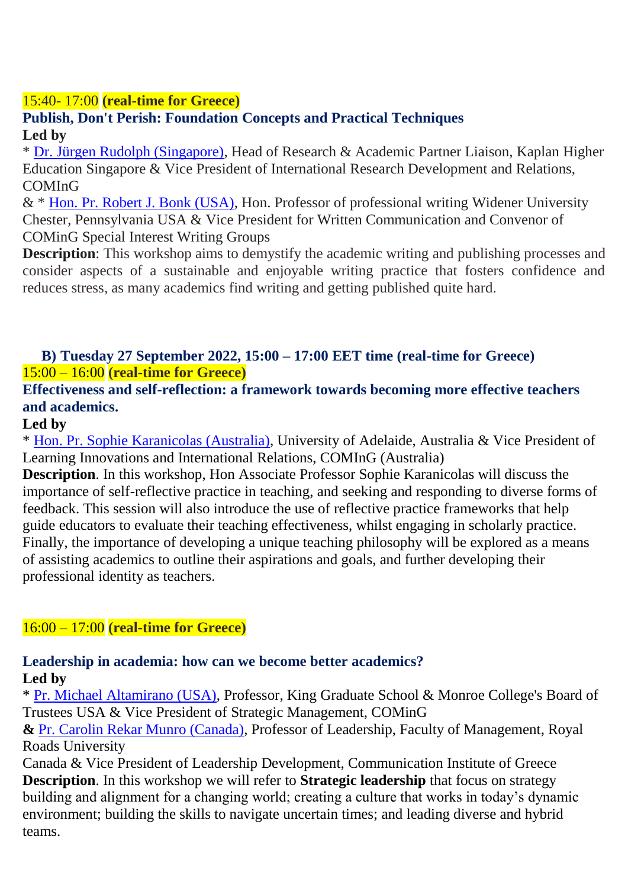15:40- 17:00 **(real-time for Greece)**

**Publish, Don't Perish: Foundation Concepts and Practical Techniques**

**Led by**

* Dr. Jürgen Rudolph (Singapore), Head of Research & Academic Partner Liaison, Kaplan Higher Education Singapore & Vice President of International Research Development and Relations, COMInG

& * Hon. Pr. Robert J. Bonk (USA), Hon. Professor of professional writing Widener University Chester, Pennsylvania USA & Vice President for Written Communication and Convenor of COMinG Special Interest Writing Groups

**Description**: This workshop aims to demystify the academic writing and publishing processes and consider aspects of a sustainable and enjoyable writing practice that fosters confidence and reduces stress, as many academics find writing and getting published quite hard.

**B) Tuesday 27 September 2022, 15:00 – 17:00 EET time (real-time for Greece)**

15:00 – 16:00 **(real-time for Greece)**

**Effectiveness and self-reflection: a framework towards becoming more effective teachers and academics.**

**Led by**

* Hon. Pr. Sophie Karanicolas (Australia), University of Adelaide, Australia & Vice President of Learning Innovations and International Relations, COMInG (Australia)

**Description**. In this workshop, Hon Associate Professor Sophie Karanicolas will discuss the importance of self-reflective practice in teaching, and seeking and responding to diverse forms of feedback. This session will also introduce the use of reflective practice frameworks that help guide educators to evaluate their teaching effectiveness, whilst engaging in scholarly practice. Finally, the importance of developing a unique teaching philosophy will be explored as a means of assisting academics to outline their aspirations and goals, and further developing their professional identity as teachers.

16:00 – 17:00 **(real-time for Greece)**

**Leadership in academia: how can we become better academics?**

**Led by**

* Pr. Michael Altamirano (USA), Professor, King Graduate School & Monroe College's Board of Trustees USA & Vice President of Strategic Management, COMinG

**&** Pr. Carolin Rekar Munro (Canada), Professor of Leadership, Faculty of Management, Royal Roads University Canada & Vice President of Leadership Development, Communication Institute of Greece

**Description**. In this workshop we will refer to **Strategic leadership** that focus on strategy building and alignment for a changing world; creating a culture that works in today's dynamic environment; building the skills to navigate uncertain times; and leading diverse and hybrid teams.